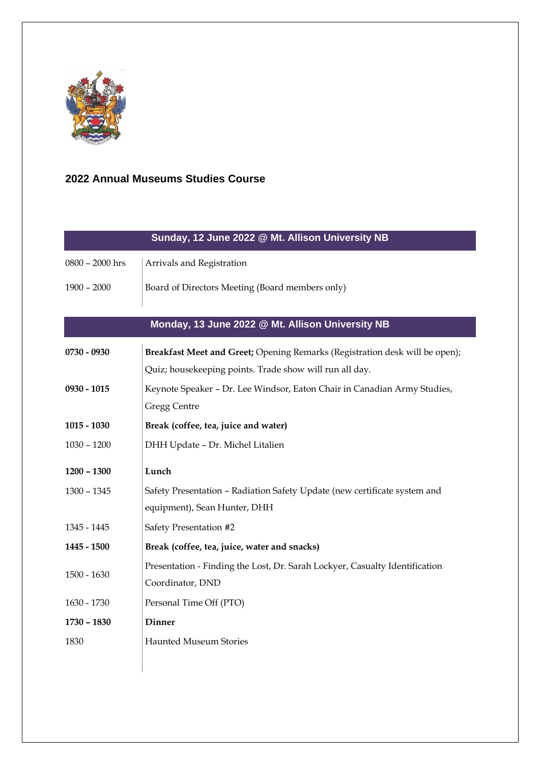## 2022 Annual Museums Studies Course

| Sunday, 12 June 2022 @ Mt. Allison University NB | |
|---|---|
| 0800 – 2000 hrs | Arrivals and Registration |
| 1900 – 2000 | Board of Directors Meeting (Board members only) |

| Monday, 13 June 2022 @ Mt. Allison University NB | |
|---|---|
| **0730 - 0930** | **Breakfast Meet and Greet;** Opening Remarks (Registration desk will be open); Quiz; housekeeping points. Trade show will run all day. |
| **0930 - 1015** | Keynote Speaker – Dr. Lee Windsor, Eaton Chair in Canadian Army Studies, Gregg Centre |
| **1015 - 1030** | **Break (coffee, tea, juice and water)** |
| 1030 – 1200 | DHH Update – Dr. Michel Litalien |
| **1200 – 1300** | **Lunch** |
| 1300 – 1345 | Safety Presentation – Radiation Safety Update (new certificate system and equipment), Sean Hunter, DHH |
| 1345 - 1445 | Safety Presentation #2 |
| **1445 - 1500** | **Break (coffee, tea, juice, water and snacks)** |
| 1500 - 1630 | Presentation - Finding the Lost, Dr. Sarah Lockyer, Casualty Identification Coordinator, DND |
| 1630 - 1730 | Personal Time Off (PTO) |
| **1730 – 1830** | **Dinner** |
| 1830 | Haunted Museum Stories |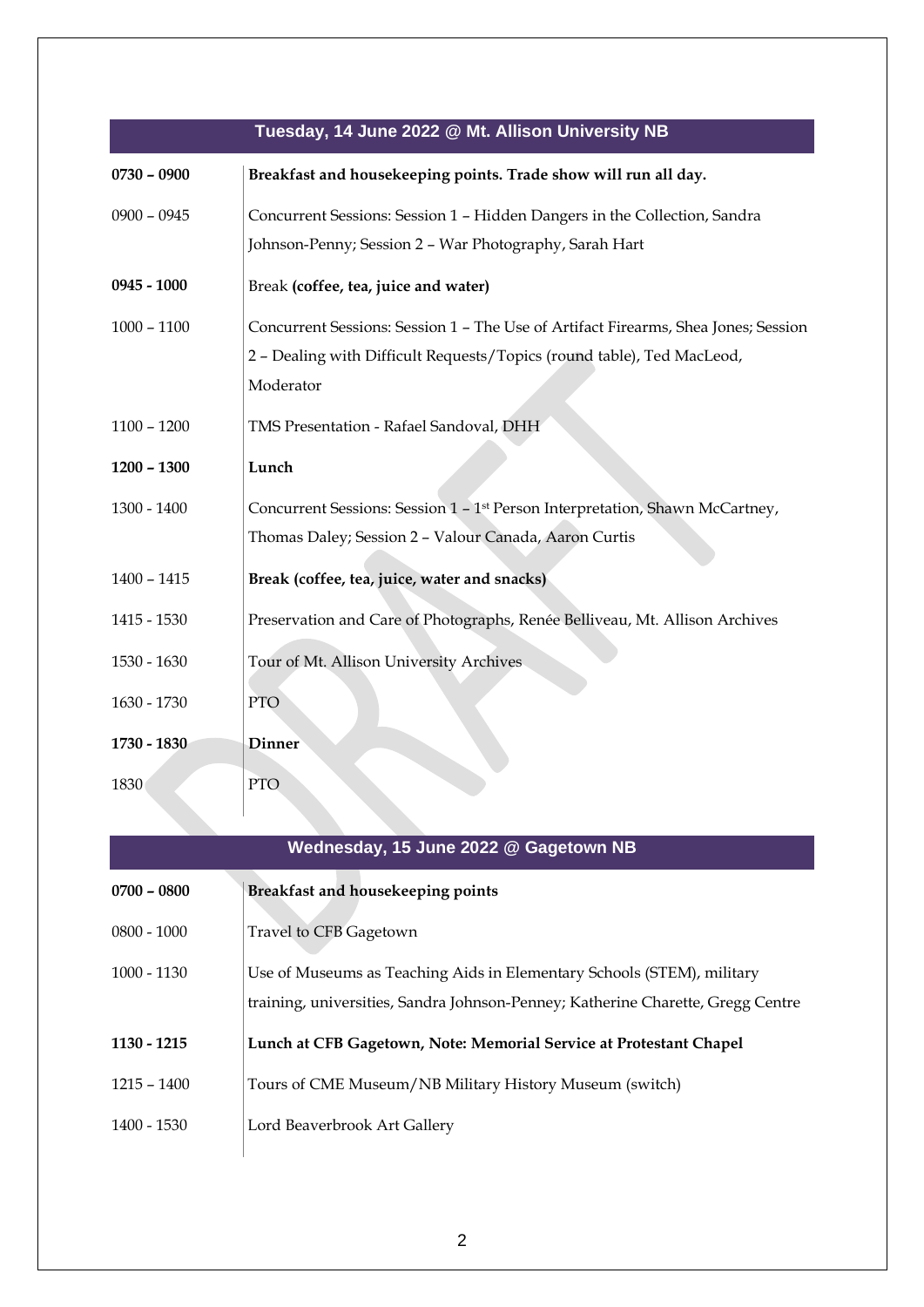## Tuesday, 14 June 2022 @ Mt. Allison University NB

| | |
|---|---|
| **0730 – 0900** | **Breakfast and housekeeping points. Trade show will run all day.** |
| 0900 – 0945 | Concurrent Sessions: Session 1 – Hidden Dangers in the Collection, Sandra Johnson-Penny; Session 2 – War Photography, Sarah Hart |
| **0945 - 1000** | Break **(coffee, tea, juice and water)** |
| 1000 – 1100 | Concurrent Sessions: Session 1 – The Use of Artifact Firearms, Shea Jones; Session 2 – Dealing with Difficult Requests/Topics (round table), Ted MacLeod, Moderator |
| 1100 – 1200 | TMS Presentation - Rafael Sandoval, DHH |
| **1200 – 1300** | **Lunch** |
| 1300 - 1400 | Concurrent Sessions: Session 1 – 1st Person Interpretation, Shawn McCartney, Thomas Daley; Session 2 – Valour Canada, Aaron Curtis |
| 1400 – 1415 | **Break (coffee, tea, juice, water and snacks)** |
| 1415 - 1530 | Preservation and Care of Photographs, Renée Belliveau, Mt. Allison Archives |
| 1530 - 1630 | Tour of Mt. Allison University Archives |
| 1630 - 1730 | PTO |
| **1730 - 1830** | **Dinner** |
| 1830 | PTO |

## Wednesday, 15 June 2022 @ Gagetown NB

| | |
|---|---|
| **0700 – 0800** | **Breakfast and housekeeping points** |
| 0800 - 1000 | Travel to CFB Gagetown |
| 1000 - 1130 | Use of Museums as Teaching Aids in Elementary Schools (STEM), military training, universities, Sandra Johnson-Penney; Katherine Charette, Gregg Centre |
| **1130 - 1215** | **Lunch at CFB Gagetown, Note: Memorial Service at Protestant Chapel** |
| 1215 – 1400 | Tours of CME Museum/NB Military History Museum (switch) |
| 1400 - 1530 | Lord Beaverbrook Art Gallery |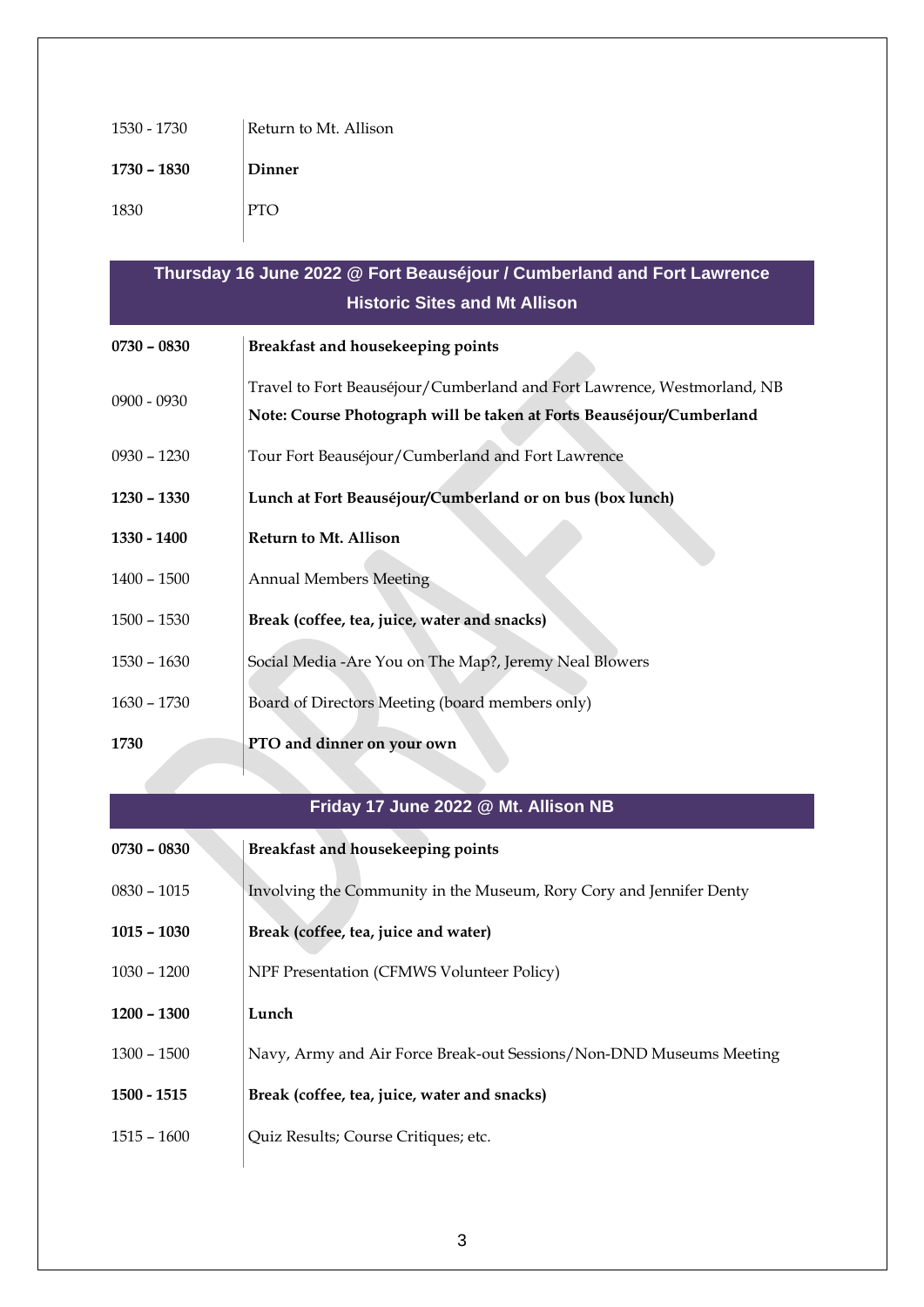| | |
|---|---|
| 1530 - 1730 | Return to Mt. Allison |
| **1730 – 1830** | **Dinner** |
| 1830 | PTO |

## Thursday 16 June 2022 @ Fort Beauséjour / Cumberland and Fort Lawrence Historic Sites and Mt Allison

| | |
|---|---|
| **0730 – 0830** | **Breakfast and housekeeping points** |
| 0900 - 0930 | Travel to Fort Beauséjour/Cumberland and Fort Lawrence, Westmorland, NB<br>**Note: Course Photograph will be taken at Forts Beauséjour/Cumberland** |
| 0930 – 1230 | Tour Fort Beauséjour/Cumberland and Fort Lawrence |
| **1230 – 1330** | **Lunch at Fort Beauséjour/Cumberland or on bus (box lunch)** |
| **1330 - 1400** | **Return to Mt. Allison** |
| 1400 – 1500 | Annual Members Meeting |
| 1500 – 1530 | **Break (coffee, tea, juice, water and snacks)** |
| 1530 – 1630 | Social Media -Are You on The Map?, Jeremy Neal Blowers |
| 1630 – 1730 | Board of Directors Meeting (board members only) |
| **1730** | **PTO and dinner on your own** |

## Friday 17 June 2022 @ Mt. Allison NB

| | |
|---|---|
| **0730 – 0830** | **Breakfast and housekeeping points** |
| 0830 – 1015 | Involving the Community in the Museum, Rory Cory and Jennifer Denty |
| **1015 – 1030** | **Break (coffee, tea, juice and water)** |
| 1030 – 1200 | NPF Presentation (CFMWS Volunteer Policy) |
| **1200 – 1300** | **Lunch** |
| 1300 – 1500 | Navy, Army and Air Force Break-out Sessions/Non-DND Museums Meeting |
| **1500 - 1515** | **Break (coffee, tea, juice, water and snacks)** |
| 1515 – 1600 | Quiz Results; Course Critiques; etc. |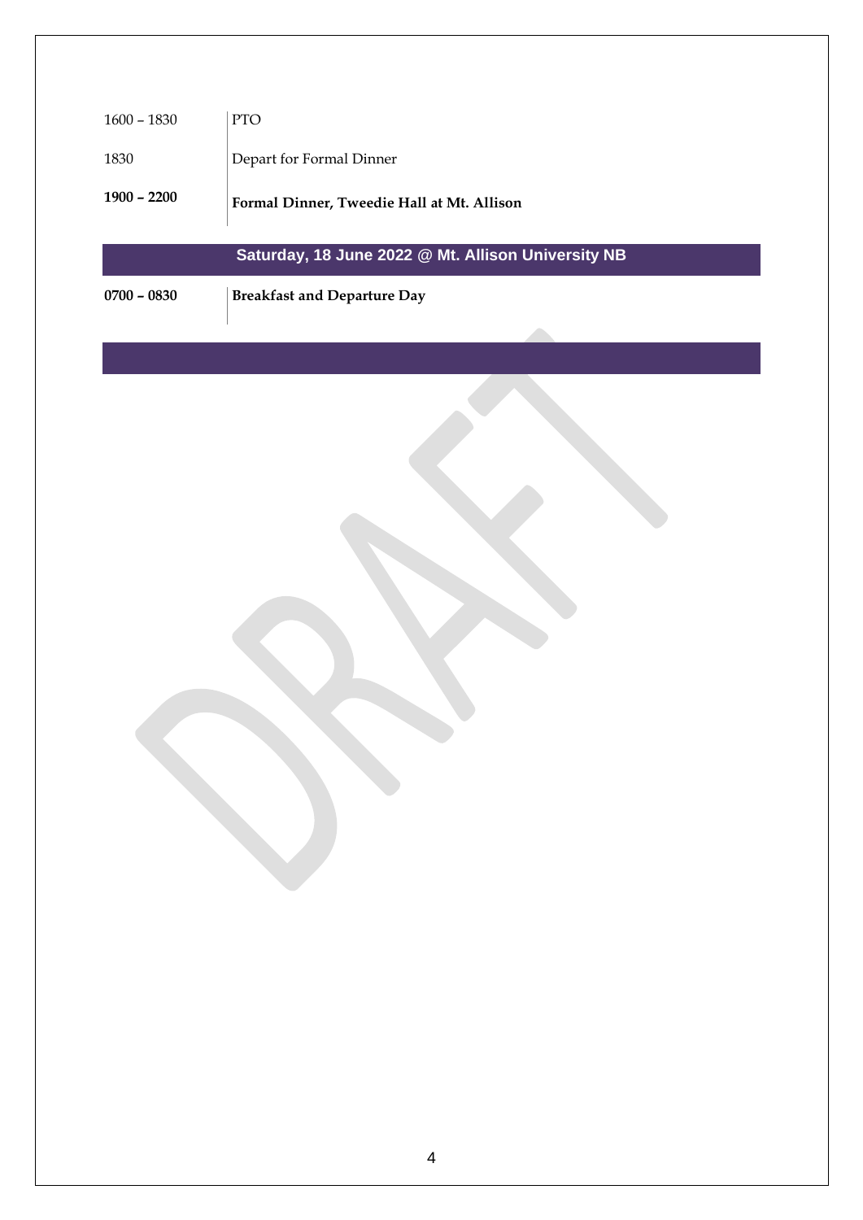| | |
|---|---|
| 1600 – 1830 | PTO |
| 1830 | Depart for Formal Dinner |
| **1900 – 2200** | **Formal Dinner, Tweedie Hall at Mt. Allison** |

## Saturday, 18 June 2022 @ Mt. Allison University NB

| | |
|---|---|
| **0700 – 0830** | **Breakfast and Departure Day** |

DRAFT